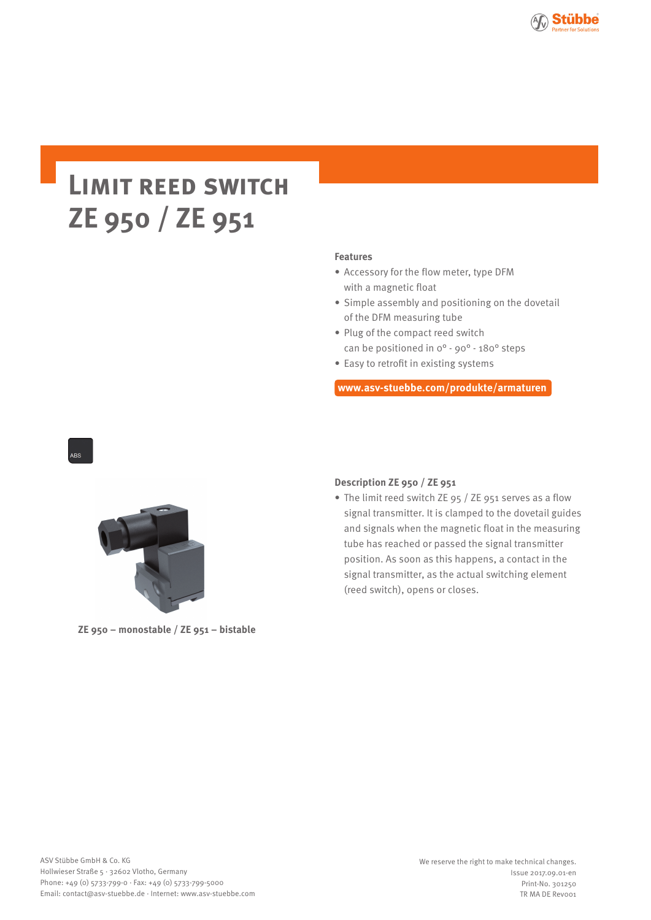# Limit reed switch ZE 950 / ZE 951

**Features**

- Accessory for the flow meter, type DFM with a magnetic float
- Simple assembly and positioning on the dovetail of the DFM measuring tube
- Plug of the compact reed switch can be positioned in 0° - 90° - 180° steps
- Easy to retrofit in existing systems

**www.asv-stuebbe.com/produkte/armaturen**

ABS

**ZE 950 – monostable / ZE 951 – bistable**

**Description ZE 950 / ZE 951**

- The limit reed switch ZE 95 / ZE 951 serves as a flow signal transmitter. It is clamped to the dovetail guides and signals when the magnetic float in the measuring tube has reached or passed the signal transmitter position. As soon as this happens, a contact in the signal transmitter, as the actual switching element (reed switch), opens or closes.

ASV Stübbe GmbH & Co. KG
Hollwieser Straße 5 · 32602 Vlotho, Germany
Phone: +49 (0) 5733-799-0 · Fax: +49 (0) 5733-799-5000
Email: contact@asv-stuebbe.de · Internet: www.asv-stuebbe.com

We reserve the right to make technical changes.
Issue 2017.09.01-en
Print-No. 301250
TR MA DE Rev001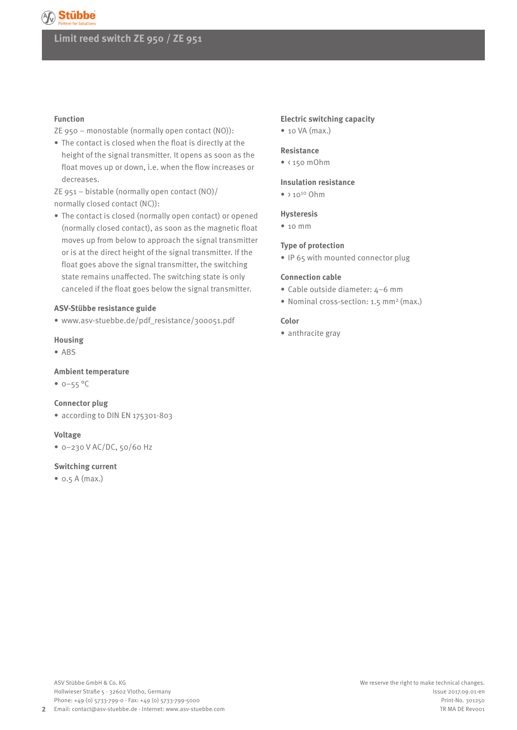# Limit reed switch ZE 950 / ZE 951

## Function

ZE 950 – monostable (normally open contact (NO)):

- The contact is closed when the float is directly at the height of the signal transmitter. It opens as soon as the float moves up or down, i.e. when the flow increases or decreases.

ZE 951 – bistable (normally open contact (NO)/ normally closed contact (NC)):

- The contact is closed (normally open contact) or opened (normally closed contact), as soon as the magnetic float moves up from below to approach the signal transmitter or is at the direct height of the signal transmitter. If the float goes above the signal transmitter, the switching state remains unaffected. The switching state is only canceled if the float goes below the signal transmitter.

## ASV-Stübbe resistance guide

- www.asv-stuebbe.de/pdf_resistance/300051.pdf

## Housing

- ABS

## Ambient temperature

- 0–55 °C

## Connector plug

- according to DIN EN 175301-803

## Voltage

- 0–230 V AC/DC, 50/60 Hz

## Switching current

- 0.5 A (max.)

## Electric switching capacity

- 10 VA (max.)

## Resistance

- < 150 mOhm

## Insulation resistance

- > $10^{10}$ Ohm

## Hysteresis

- 10 mm

## Type of protection

- IP 65 with mounted connector plug

## Connection cable

- Cable outside diameter: 4–6 mm
- Nominal cross-section: 1.5 $mm^2$ (max.)

## Color

- anthracite gray

ASV Stübbe GmbH & Co. KG
Hollwieser Straße 5 · 32602 Vlotho, Germany
Phone: +49 (0) 5733-799-0 · Fax: +49 (0) 5733-799-5000
Email: contact@asv-stuebbe.de · Internet: www.asv-stuebbe.com

We reserve the right to make technical changes.
Issue 2017.09.01-en
Print-No. 301250
TR MA DE Rev001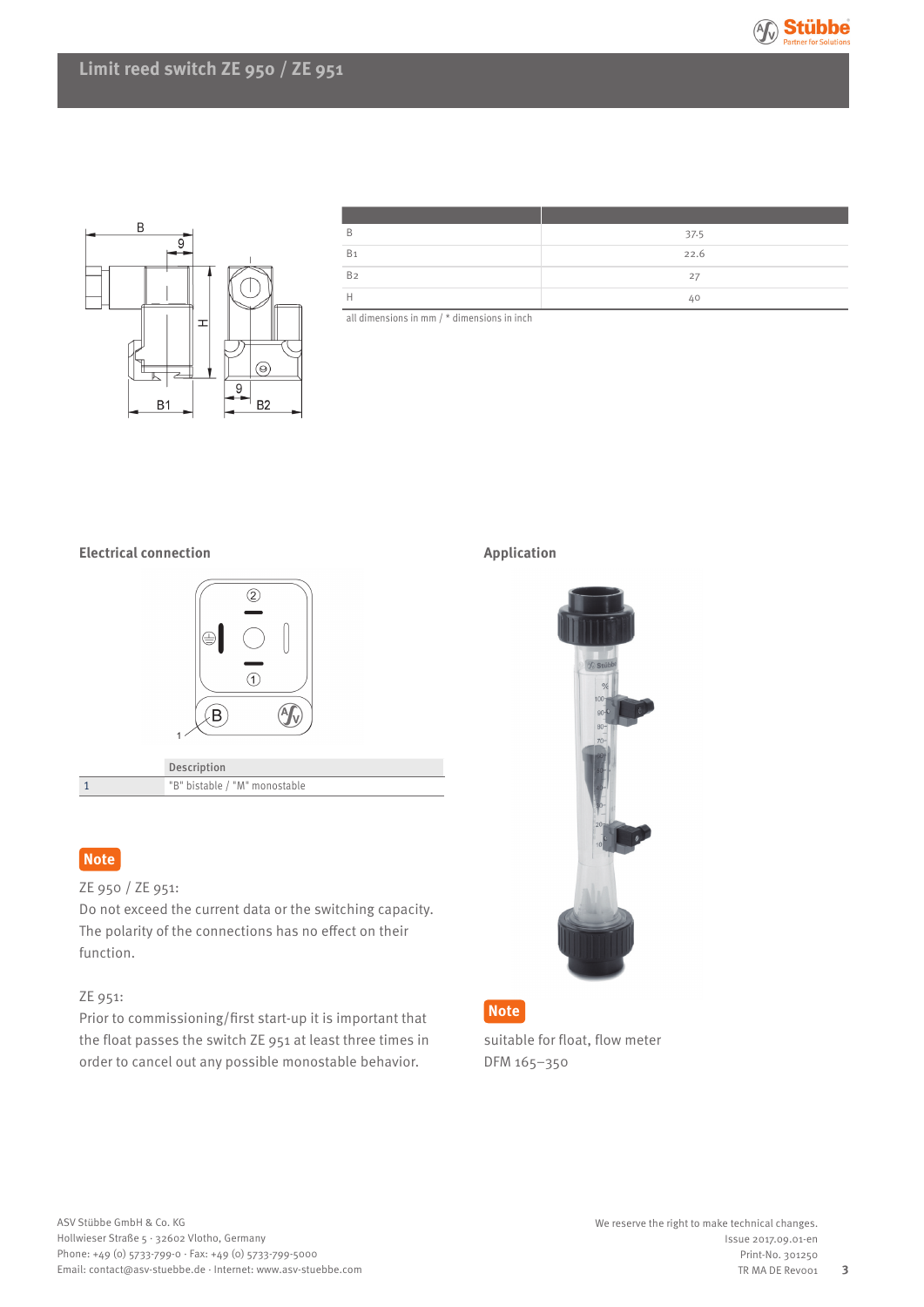# Limit reed switch ZE 950 / ZE 951

| | |
|---|---|
| B | 37.5 |
| B1 | 22.6 |
| B2 | 27 |
| H | 40 |

all dimensions in mm / * dimensions in inch

## Electrical connection

| | Description |
|---|---|
| 1 | "B" bistable / "M" monostable |

**Note**

ZE 950 / ZE 951:
Do not exceed the current data or the switching capacity. The polarity of the connections has no effect on their function.

ZE 951:
Prior to commissioning/first start-up it is important that the float passes the switch ZE 951 at least three times in order to cancel out any possible monostable behavior.

## Application

**Note**

suitable for float, flow meter DFM 165–350

ASV Stübbe GmbH & Co. KG
Hollwieser Straße 5 · 32602 Vlotho, Germany
Phone: +49 (0) 5733-799-0 · Fax: +49 (0) 5733-799-5000
Email: contact@asv-stuebbe.de · Internet: www.asv-stuebbe.com

We reserve the right to make technical changes.
Issue 2017.09.01-en
Print-No. 301250
TR MA DE Rev001